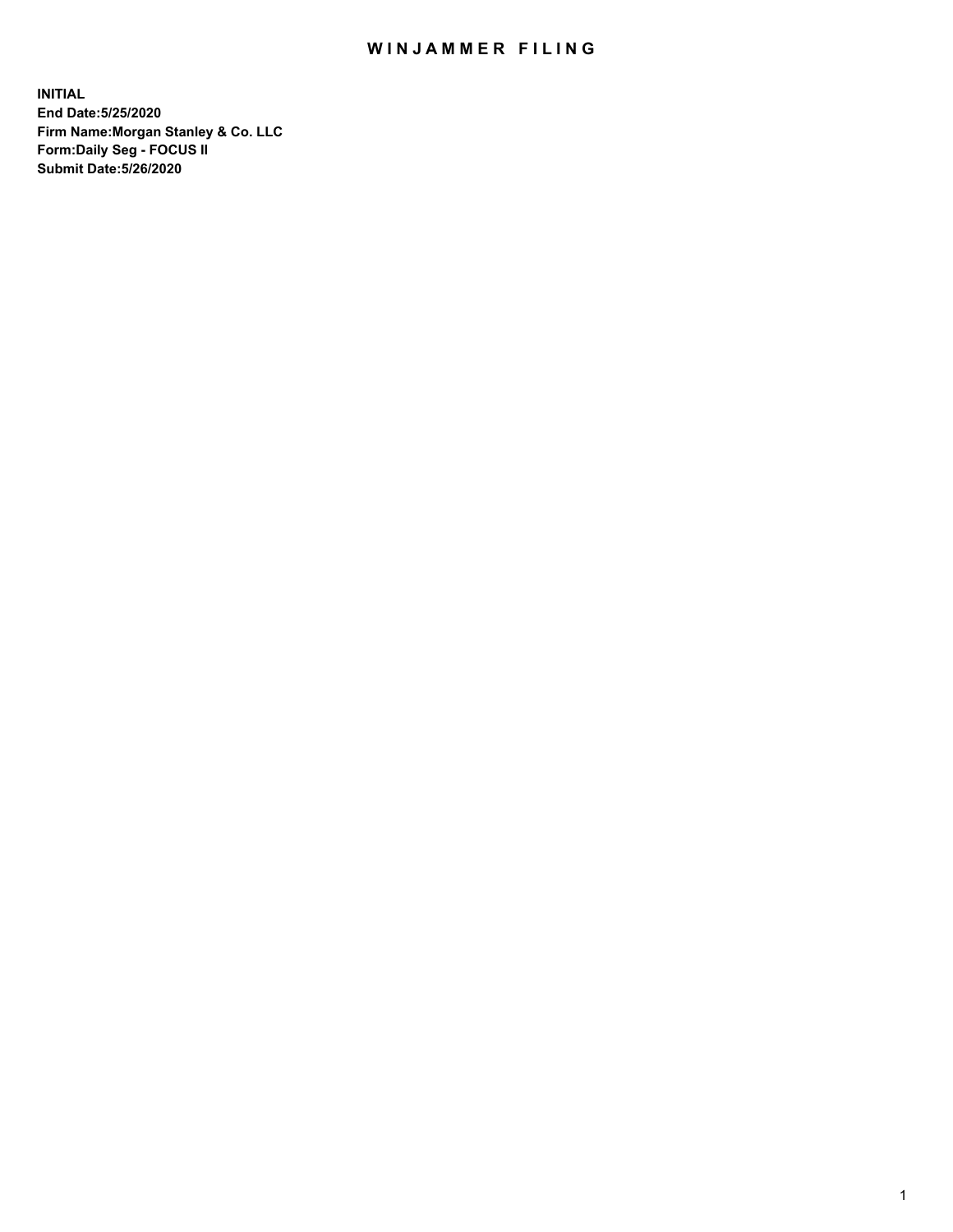# WINJAMMER FILING

**INITIAL**
**End Date:5/25/2020**
**Firm Name:Morgan Stanley & Co. LLC**
**Form:Daily Seg - FOCUS II**
**Submit Date:5/26/2020**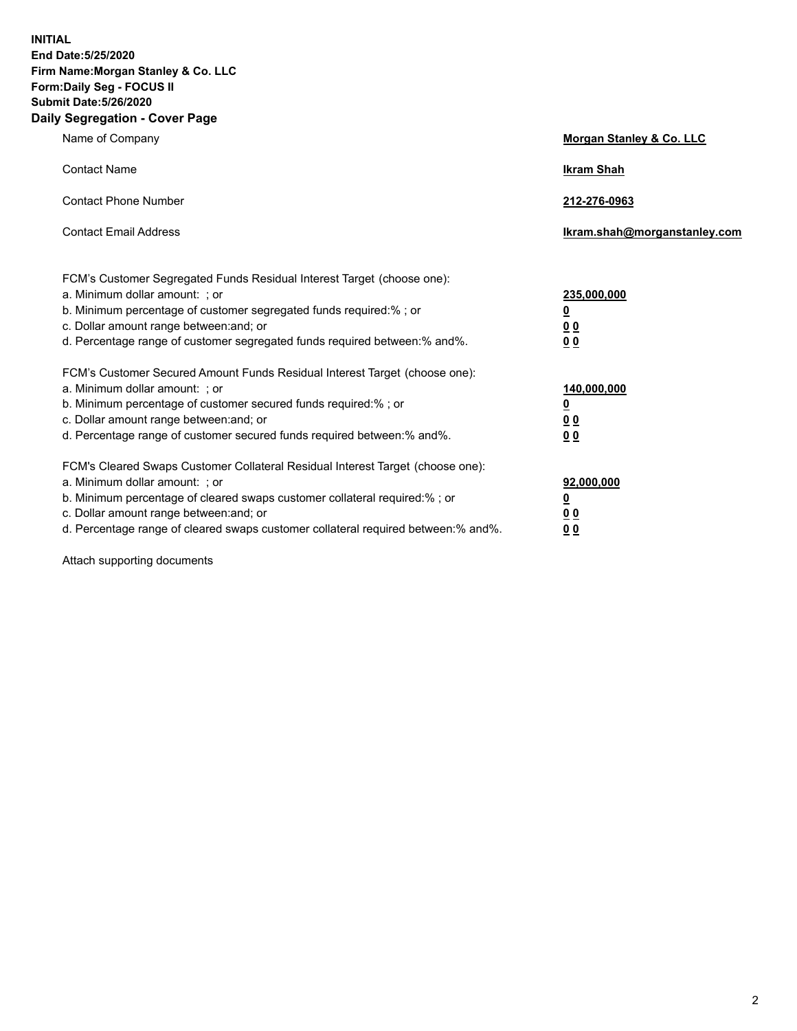**INITIAL**
**End Date:5/25/2020**
**Firm Name:Morgan Stanley & Co. LLC**
**Form:Daily Seg - FOCUS II**
**Submit Date:5/26/2020**

## Daily Segregation - Cover Page

| | |
|---|---|
| Name of Company | **Morgan Stanley & Co. LLC** |
| Contact Name | **Ikram Shah** |
| Contact Phone Number | **212-276-0963** |
| Contact Email Address | **Ikram.shah@morganstanley.com** |

| | |
|---|---|
| FCM's Customer Segregated Funds Residual Interest Target (choose one): | |
| a. Minimum dollar amount: ; or | **235,000,000** |
| b. Minimum percentage of customer segregated funds required:% ; or | **0** |
| c. Dollar amount range between:and; or | **0 0** |
| d. Percentage range of customer segregated funds required between:% and%. | **0 0** |
| FCM's Customer Secured Amount Funds Residual Interest Target (choose one): | |
| a. Minimum dollar amount: ; or | **140,000,000** |
| b. Minimum percentage of customer secured funds required:% ; or | **0** |
| c. Dollar amount range between:and; or | **0 0** |
| d. Percentage range of customer secured funds required between:% and%. | **0 0** |
| FCM's Cleared Swaps Customer Collateral Residual Interest Target (choose one): | |
| a. Minimum dollar amount: ; or | **92,000,000** |
| b. Minimum percentage of cleared swaps customer collateral required:% ; or | **0** |
| c. Dollar amount range between:and; or | **0 0** |
| d. Percentage range of cleared swaps customer collateral required between:% and%. | **0 0** |

Attach supporting documents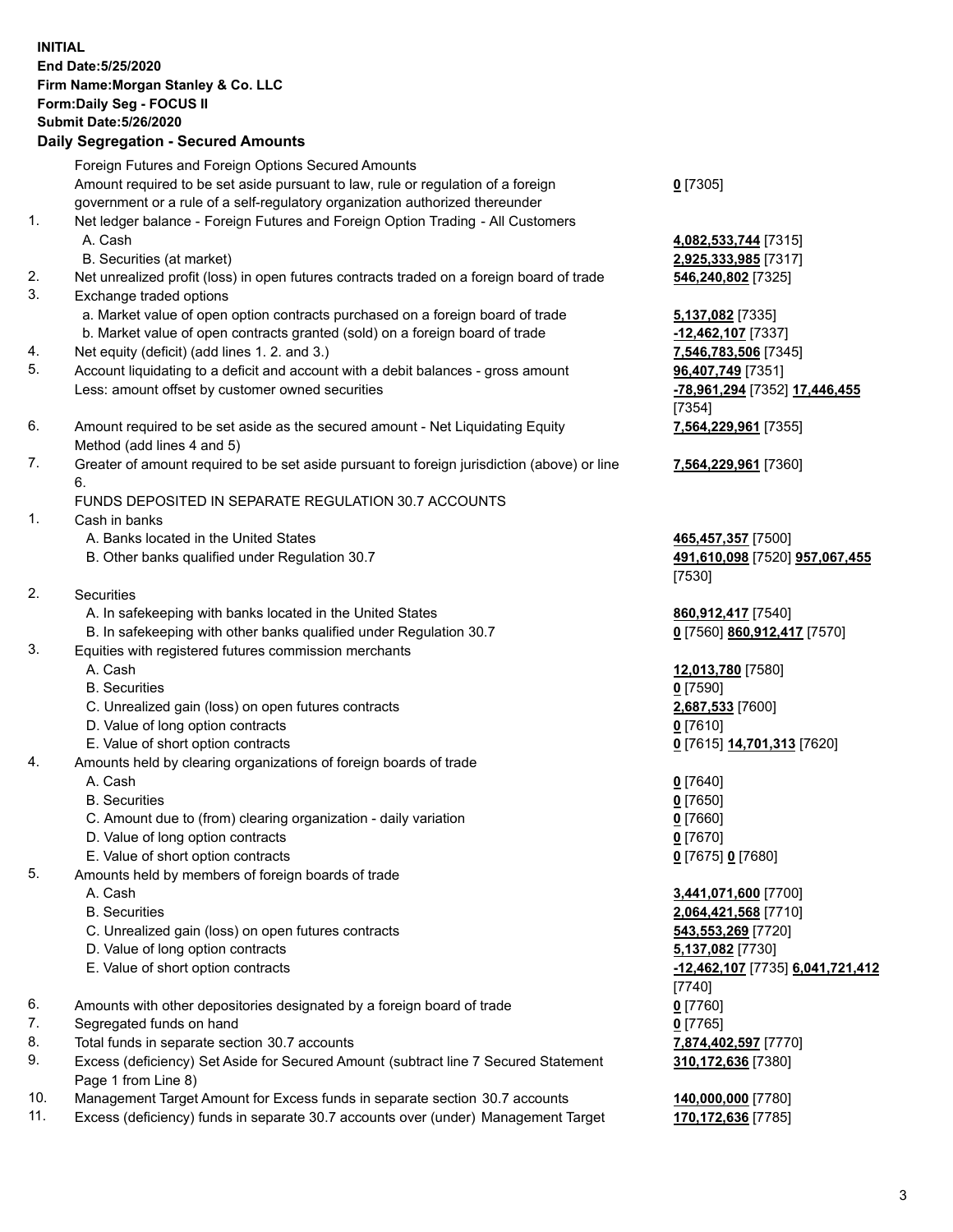**INITIAL**
**End Date:5/25/2020**
**Firm Name:Morgan Stanley & Co. LLC**
**Form:Daily Seg - FOCUS II**
**Submit Date:5/26/2020**

**Daily Segregation - Secured Amounts**

| | | |
|---|---|---|
| | Foreign Futures and Foreign Options Secured Amounts | |
| | Amount required to be set aside pursuant to law, rule or regulation of a foreign government or a rule of a self-regulatory organization authorized thereunder | **0** [7305] |
| 1. | Net ledger balance - Foreign Futures and Foreign Option Trading - All Customers | |
| | A. Cash | **4,082,533,744** [7315] |
| | B. Securities (at market) | **2,925,333,985** [7317] |
| 2. | Net unrealized profit (loss) in open futures contracts traded on a foreign board of trade | **546,240,802** [7325] |
| 3. | Exchange traded options | |
| | a. Market value of open option contracts purchased on a foreign board of trade | **5,137,082** [7335] |
| | b. Market value of open contracts granted (sold) on a foreign board of trade | **-12,462,107** [7337] |
| 4. | Net equity (deficit) (add lines 1. 2. and 3.) | **7,546,783,506** [7345] |
| 5. | Account liquidating to a deficit and account with a debit balances - gross amount | **96,407,749** [7351] |
| | Less: amount offset by customer owned securities | **-78,961,294** [7352] **17,446,455** [7354] |
| 6. | Amount required to be set aside as the secured amount - Net Liquidating Equity Method (add lines 4 and 5) | **7,564,229,961** [7355] |
| 7. | Greater of amount required to be set aside pursuant to foreign jurisdiction (above) or line 6. | **7,564,229,961** [7360] |
| | FUNDS DEPOSITED IN SEPARATE REGULATION 30.7 ACCOUNTS | |
| 1. | Cash in banks | |
| | A. Banks located in the United States | **465,457,357** [7500] |
| | B. Other banks qualified under Regulation 30.7 | **491,610,098** [7520] **957,067,455** [7530] |
| 2. | Securities | |
| | A. In safekeeping with banks located in the United States | **860,912,417** [7540] |
| | B. In safekeeping with other banks qualified under Regulation 30.7 | **0** [7560] **860,912,417** [7570] |
| 3. | Equities with registered futures commission merchants | |
| | A. Cash | **12,013,780** [7580] |
| | B. Securities | **0** [7590] |
| | C. Unrealized gain (loss) on open futures contracts | **2,687,533** [7600] |
| | D. Value of long option contracts | **0** [7610] |
| | E. Value of short option contracts | **0** [7615] **14,701,313** [7620] |
| 4. | Amounts held by clearing organizations of foreign boards of trade | |
| | A. Cash | **0** [7640] |
| | B. Securities | **0** [7650] |
| | C. Amount due to (from) clearing organization - daily variation | **0** [7660] |
| | D. Value of long option contracts | **0** [7670] |
| | E. Value of short option contracts | **0** [7675] **0** [7680] |
| 5. | Amounts held by members of foreign boards of trade | |
| | A. Cash | **3,441,071,600** [7700] |
| | B. Securities | **2,064,421,568** [7710] |
| | C. Unrealized gain (loss) on open futures contracts | **543,553,269** [7720] |
| | D. Value of long option contracts | **5,137,082** [7730] |
| | E. Value of short option contracts | **-12,462,107** [7735] **6,041,721,412** [7740] |
| 6. | Amounts with other depositories designated by a foreign board of trade | **0** [7760] |
| 7. | Segregated funds on hand | **0** [7765] |
| 8. | Total funds in separate section 30.7 accounts | **7,874,402,597** [7770] |
| 9. | Excess (deficiency) Set Aside for Secured Amount (subtract line 7 Secured Statement Page 1 from Line 8) | **310,172,636** [7380] |
| 10. | Management Target Amount for Excess funds in separate section 30.7 accounts | **140,000,000** [7780] |
| 11. | Excess (deficiency) funds in separate 30.7 accounts over (under) Management Target | **170,172,636** [7785] |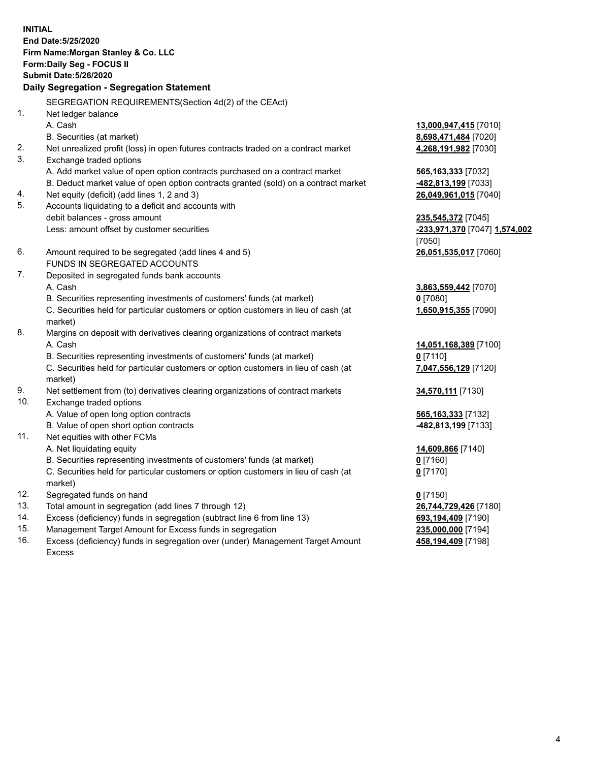**INITIAL**
**End Date:5/25/2020**
**Firm Name:Morgan Stanley & Co. LLC**
**Form:Daily Seg - FOCUS II**
**Submit Date:5/26/2020**

**Daily Segregation - Segregation Statement**

| | | |
|---|---|---|
| | SEGREGATION REQUIREMENTS(Section 4d(2) of the CEAct) | |
| 1. | Net ledger balance | |
| | A. Cash | **13,000,947,415** [7010] |
| | B. Securities (at market) | **8,698,471,484** [7020] |
| 2. | Net unrealized profit (loss) in open futures contracts traded on a contract market | **4,268,191,982** [7030] |
| 3. | Exchange traded options | |
| | A. Add market value of open option contracts purchased on a contract market | **565,163,333** [7032] |
| | B. Deduct market value of open option contracts granted (sold) on a contract market | **-482,813,199** [7033] |
| 4. | Net equity (deficit) (add lines 1, 2 and 3) | **26,049,961,015** [7040] |
| 5. | Accounts liquidating to a deficit and accounts with debit balances - gross amount | **235,545,372** [7045] |
| | Less: amount offset by customer securities | **-233,971,370** [7047] **1,574,002** [7050] |
| 6. | Amount required to be segregated (add lines 4 and 5) | **26,051,535,017** [7060] |
| | FUNDS IN SEGREGATED ACCOUNTS | |
| 7. | Deposited in segregated funds bank accounts | |
| | A. Cash | **3,863,559,442** [7070] |
| | B. Securities representing investments of customers' funds (at market) | **0** [7080] |
| | C. Securities held for particular customers or option customers in lieu of cash (at market) | **1,650,915,355** [7090] |
| 8. | Margins on deposit with derivatives clearing organizations of contract markets | |
| | A. Cash | **14,051,168,389** [7100] |
| | B. Securities representing investments of customers' funds (at market) | **0** [7110] |
| | C. Securities held for particular customers or option customers in lieu of cash (at market) | **7,047,556,129** [7120] |
| 9. | Net settlement from (to) derivatives clearing organizations of contract markets | **34,570,111** [7130] |
| 10. | Exchange traded options | |
| | A. Value of open long option contracts | **565,163,333** [7132] |
| | B. Value of open short option contracts | **-482,813,199** [7133] |
| 11. | Net equities with other FCMs | |
| | A. Net liquidating equity | **14,609,866** [7140] |
| | B. Securities representing investments of customers' funds (at market) | **0** [7160] |
| | C. Securities held for particular customers or option customers in lieu of cash (at market) | **0** [7170] |
| 12. | Segregated funds on hand | **0** [7150] |
| 13. | Total amount in segregation (add lines 7 through 12) | **26,744,729,426** [7180] |
| 14. | Excess (deficiency) funds in segregation (subtract line 6 from line 13) | **693,194,409** [7190] |
| 15. | Management Target Amount for Excess funds in segregation | **235,000,000** [7194] |
| 16. | Excess (deficiency) funds in segregation over (under) Management Target Amount Excess | **458,194,409** [7198] |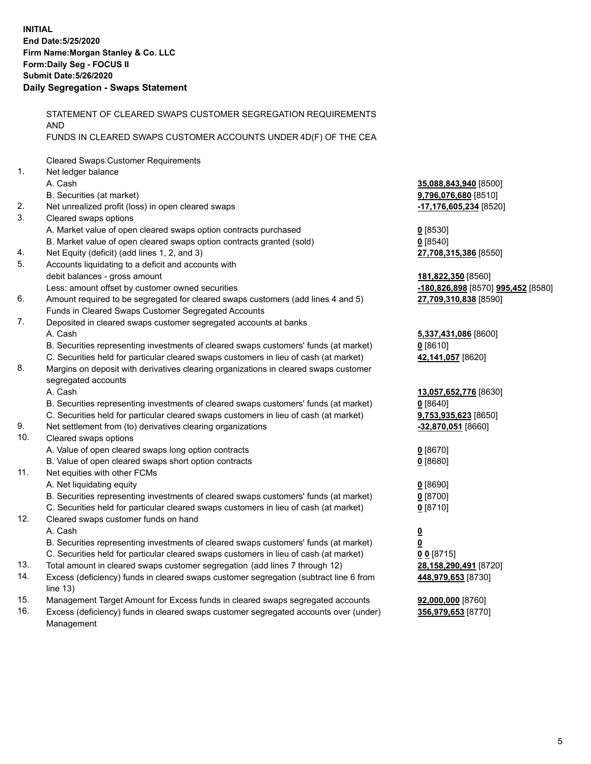**INITIAL**
**End Date:5/25/2020**
**Firm Name:Morgan Stanley & Co. LLC**
**Form:Daily Seg - FOCUS II**
**Submit Date:5/26/2020**
**Daily Segregation - Swaps Statement**

STATEMENT OF CLEARED SWAPS CUSTOMER SEGREGATION REQUIREMENTS AND FUNDS IN CLEARED SWAPS CUSTOMER ACCOUNTS UNDER 4D(F) OF THE CEA

| | | |
|---|---|---|
| | Cleared Swaps Customer Requirements | |
| 1. | Net ledger balance | |
| | A. Cash | **35,088,843,940** [8500] |
| | B. Securities (at market) | **9,796,076,680** [8510] |
| 2. | Net unrealized profit (loss) in open cleared swaps | **-17,176,605,234** [8520] |
| 3. | Cleared swaps options | |
| | A. Market value of open cleared swaps option contracts purchased | **0** [8530] |
| | B. Market value of open cleared swaps option contracts granted (sold) | **0** [8540] |
| 4. | Net Equity (deficit) (add lines 1, 2, and 3) | **27,708,315,386** [8550] |
| 5. | Accounts liquidating to a deficit and accounts with debit balances - gross amount | **181,822,350** [8560] |
| | Less: amount offset by customer owned securities | **-180,826,898** [8570] **995,452** [8580] |
| 6. | Amount required to be segregated for cleared swaps customers (add lines 4 and 5) | **27,709,310,838** [8590] |
| | Funds in Cleared Swaps Customer Segregated Accounts | |
| 7. | Deposited in cleared swaps customer segregated accounts at banks | |
| | A. Cash | **5,337,431,086** [8600] |
| | B. Securities representing investments of cleared swaps customers' funds (at market) | **0** [8610] |
| | C. Securities held for particular cleared swaps customers in lieu of cash (at market) | **42,141,057** [8620] |
| 8. | Margins on deposit with derivatives clearing organizations in cleared swaps customer segregated accounts | |
| | A. Cash | **13,057,652,776** [8630] |
| | B. Securities representing investments of cleared swaps customers' funds (at market) | **0** [8640] |
| | C. Securities held for particular cleared swaps customers in lieu of cash (at market) | **9,753,935,623** [8650] |
| 9. | Net settlement from (to) derivatives clearing organizations | **-32,870,051** [8660] |
| 10. | Cleared swaps options | |
| | A. Value of open cleared swaps long option contracts | **0** [8670] |
| | B. Value of open cleared swaps short option contracts | **0** [8680] |
| 11. | Net equities with other FCMs | |
| | A. Net liquidating equity | **0** [8690] |
| | B. Securities representing investments of cleared swaps customers' funds (at market) | **0** [8700] |
| | C. Securities held for particular cleared swaps customers in lieu of cash (at market) | **0** [8710] |
| 12. | Cleared swaps customer funds on hand | |
| | A. Cash | **0** |
| | B. Securities representing investments of cleared swaps customers' funds (at market) | **0** |
| | C. Securities held for particular cleared swaps customers in lieu of cash (at market) | **0** **0** [8715] |
| 13. | Total amount in cleared swaps customer segregation (add lines 7 through 12) | **28,158,290,491** [8720] |
| 14. | Excess (deficiency) funds in cleared swaps customer segregation (subtract line 6 from line 13) | **448,979,653** [8730] |
| 15. | Management Target Amount for Excess funds in cleared swaps segregated accounts | **92,000,000** [8760] |
| 16. | Excess (deficiency) funds in cleared swaps customer segregated accounts over (under) Management | **356,979,653** [8770] |